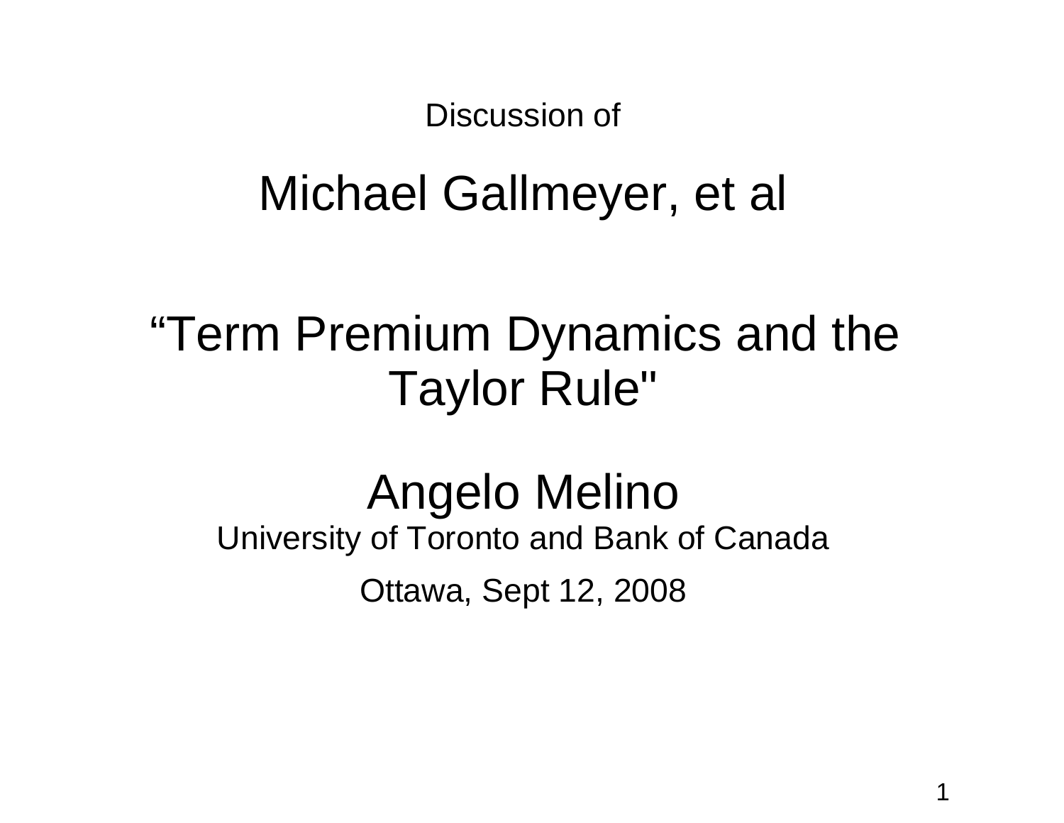Discussion of

# Michael Gallmeyer, et al

# “Term Premium Dynamics and the Taylor Rule"

## Angelo Melino

University of Toronto and Bank of Canada

Ottawa, Sept 12, 2008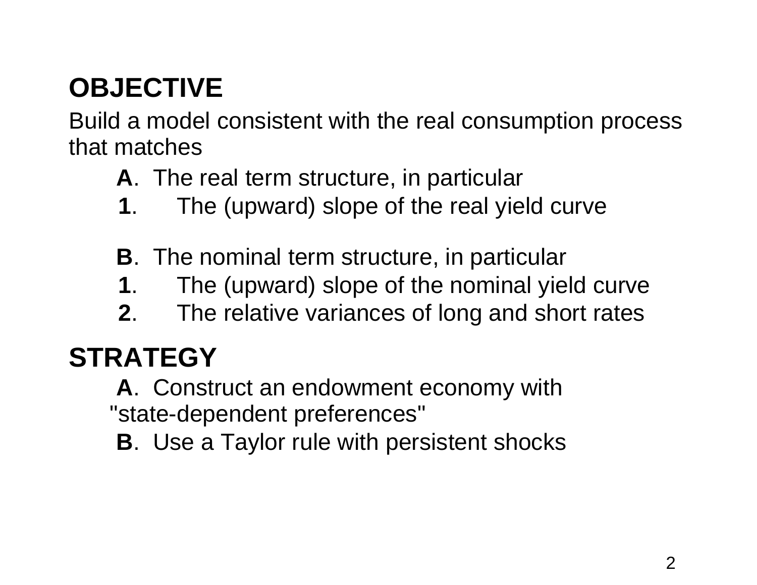## OBJECTIVE

Build a model consistent with the real consumption process that matches

**A**. The real term structure, in particular

**1**. The (upward) slope of the real yield curve

**B**. The nominal term structure, in particular

**1**. The (upward) slope of the nominal yield curve

**2**. The relative variances of long and short rates

## STRATEGY

**A**. Construct an endowment economy with "state-dependent preferences"

**B**. Use a Taylor rule with persistent shocks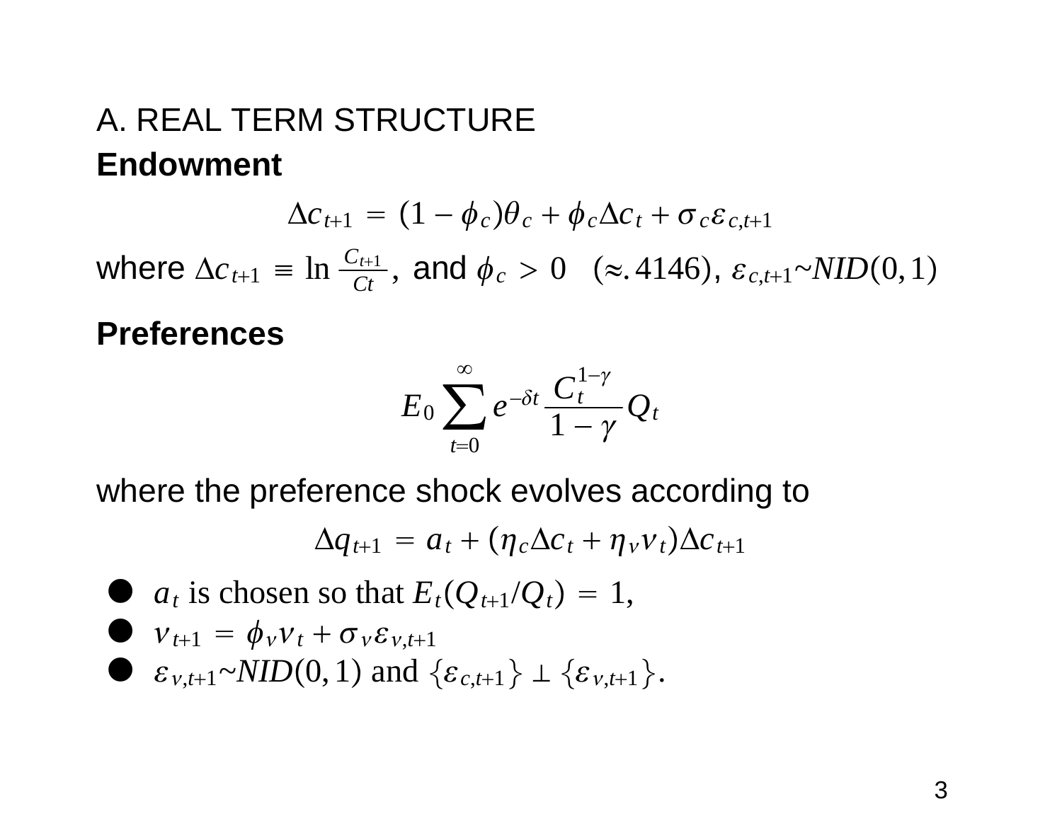## A. REAL TERM STRUCTURE

**Endowment**

$$\Delta c_{t+1} = (1-\phi_c)\theta_c + \phi_c \Delta c_t + \sigma_c \varepsilon_{c,t+1}$$

where $\Delta c_{t+1} \equiv \ln \frac{C_{t+1}}{C_t}$, and $\phi_c > 0 \quad (\approx .4146)$, $\varepsilon_{c,t+1} \sim NID(0,1)$

**Preferences**

$$E_0 \sum_{t=0}^{\infty} e^{-\delta t} \frac{C_t^{1-\gamma}}{1-\gamma} Q_t$$

where the preference shock evolves according to

$$\Delta q_{t+1} = a_t + (\eta_c \Delta c_t + \eta_v v_t)\Delta c_{t+1}$$

- $a_t$ is chosen so that $E_t(Q_{t+1}/Q_t) = 1$,
- $v_{t+1} = \phi_v v_t + \sigma_v \varepsilon_{v,t+1}$
- $\varepsilon_{v,t+1} \sim NID(0,1)$ and $\{\varepsilon_{c,t+1}\} \perp \{\varepsilon_{v,t+1}\}$.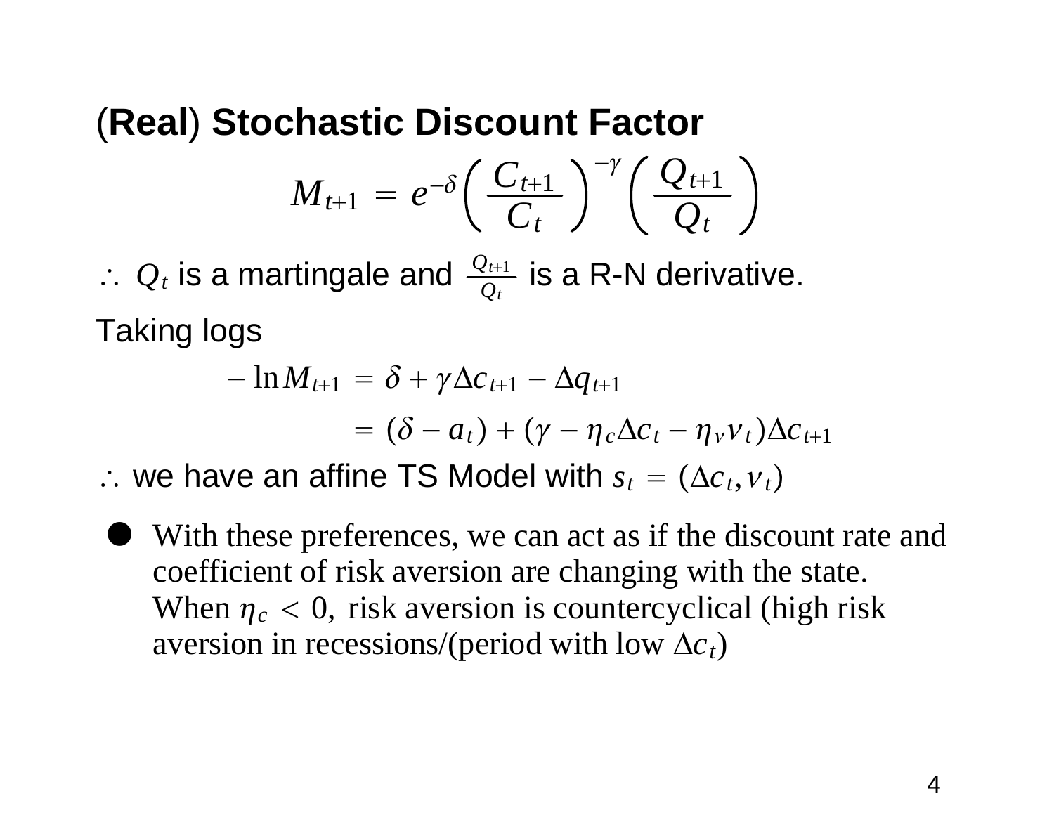## (Real) Stochastic Discount Factor

$$M_{t+1} = e^{-\delta}\left(\frac{C_{t+1}}{C_t}\right)^{-\gamma}\left(\frac{Q_{t+1}}{Q_t}\right)$$

$\therefore$ $Q_t$ is a martingale and $\frac{Q_{t+1}}{Q_t}$ is a R-N derivative.

Taking logs

$$\begin{aligned} -\ln M_{t+1} &= \delta + \gamma\Delta c_{t+1} - \Delta q_{t+1} \\ &= (\delta - a_t) + (\gamma - \eta_c \Delta c_t - \eta_v v_t)\Delta c_{t+1} \end{aligned}$$

$\therefore$ we have an affine TS Model with $s_t = (\Delta c_t, v_t)$

- With these preferences, we can act as if the discount rate and coefficient of risk aversion are changing with the state. When $\eta_c < 0$, risk aversion is countercyclical (high risk aversion in recessions/(period with low $\Delta c_t$)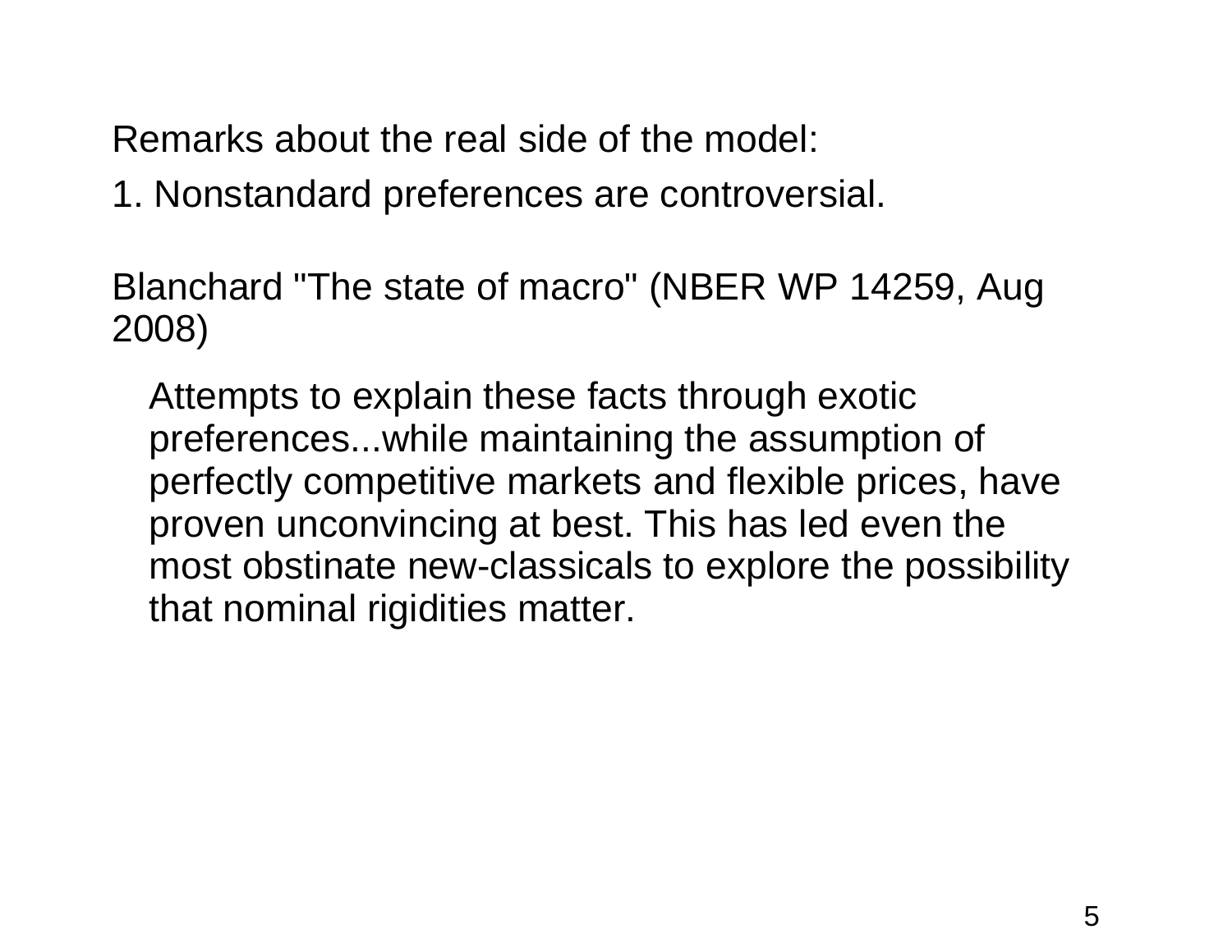Remarks about the real side of the model:

1. Nonstandard preferences are controversial.

Blanchard "The state of macro" (NBER WP 14259, Aug 2008)

> Attempts to explain these facts through exotic preferences...while maintaining the assumption of perfectly competitive markets and flexible prices, have proven unconvincing at best. This has led even the most obstinate new-classicals to explore the possibility that nominal rigidities matter.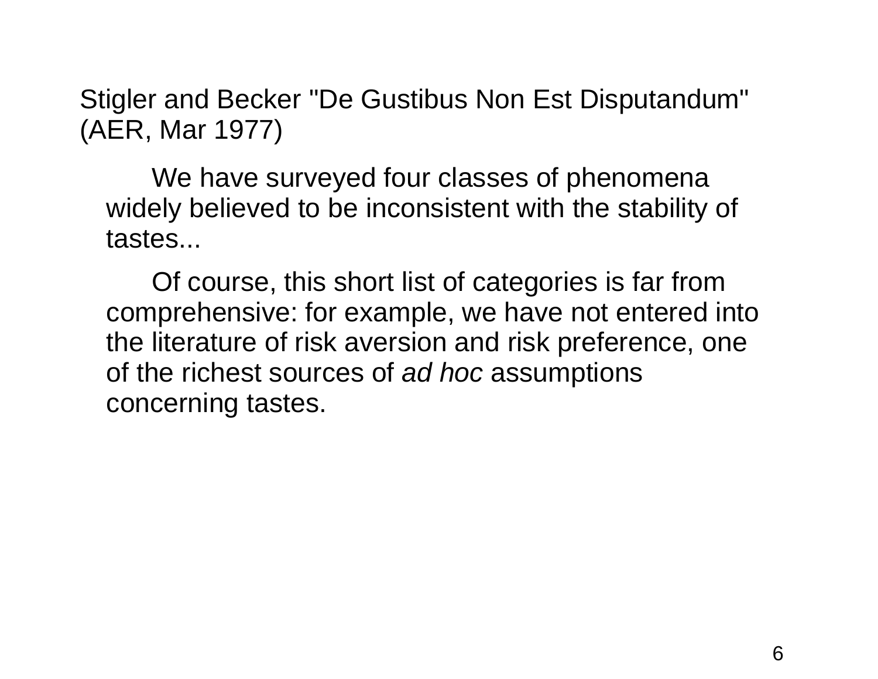Stigler and Becker "De Gustibus Non Est Disputandum" (AER, Mar 1977)

> We have surveyed four classes of phenomena widely believed to be inconsistent with the stability of tastes...
>
> Of course, this short list of categories is far from comprehensive: for example, we have not entered into the literature of risk aversion and risk preference, one of the richest sources of *ad hoc* assumptions concerning tastes.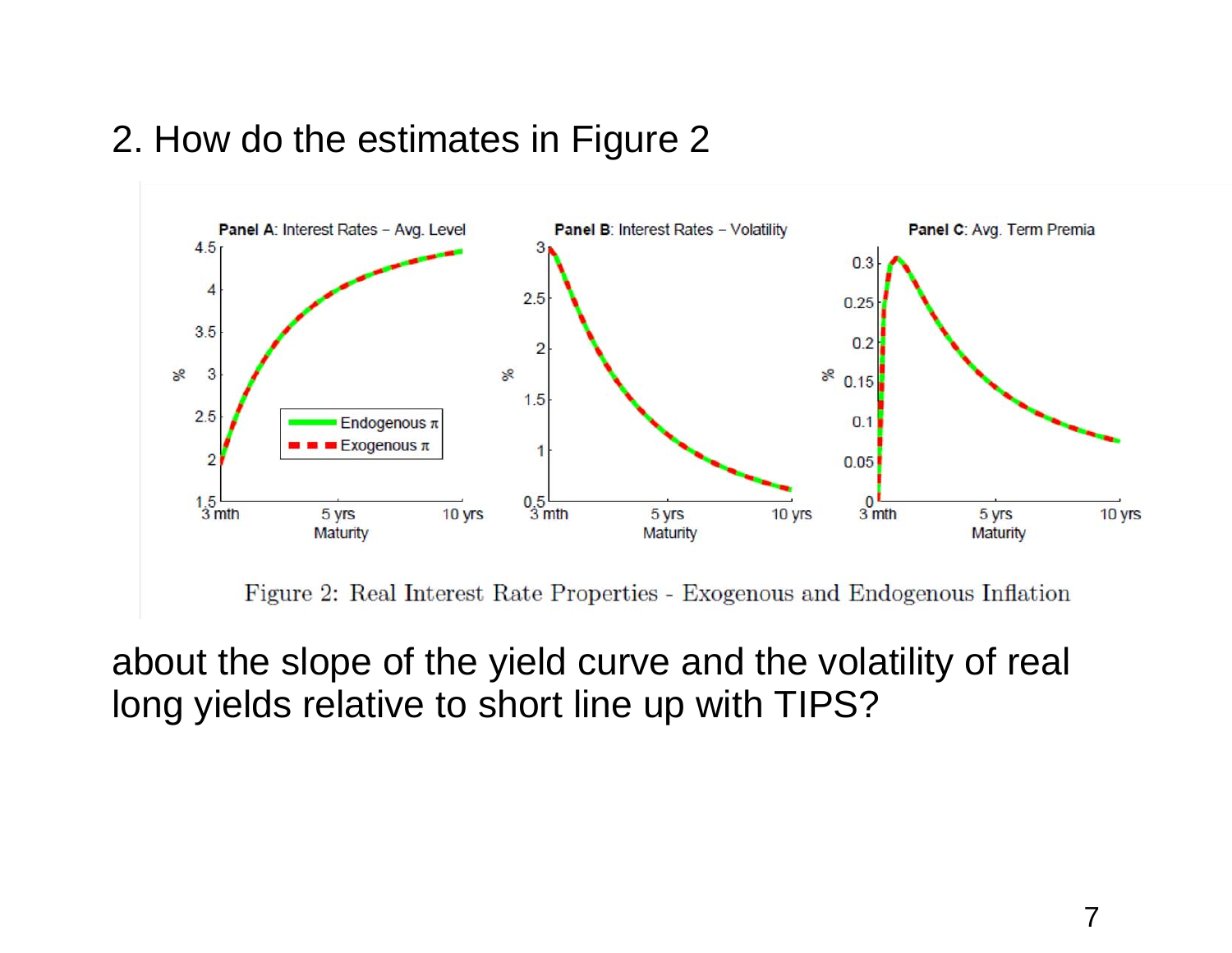2. How do the estimates in Figure 2

Figure 2: Real Interest Rate Properties - Exogenous and Endogenous Inflation

about the slope of the yield curve and the volatility of real long yields relative to short line up with TIPS?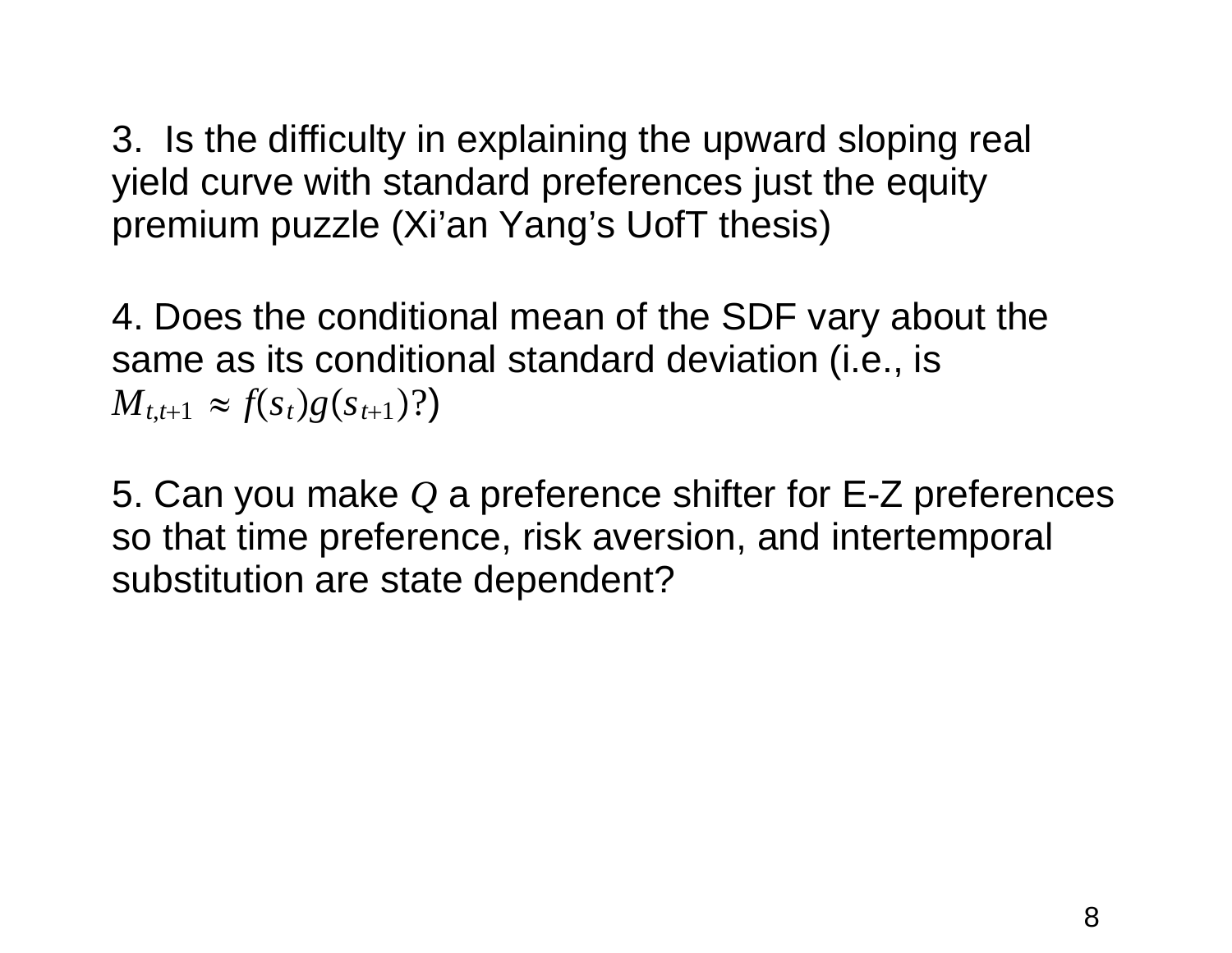3. Is the difficulty in explaining the upward sloping real yield curve with standard preferences just the equity premium puzzle (Xi'an Yang's UofT thesis)

4. Does the conditional mean of the SDF vary about the same as its conditional standard deviation (i.e., is $M_{t,t+1} \approx f(s_t)g(s_{t+1})$?)

5. Can you make $Q$ a preference shifter for E-Z preferences so that time preference, risk aversion, and intertemporal substitution are state dependent?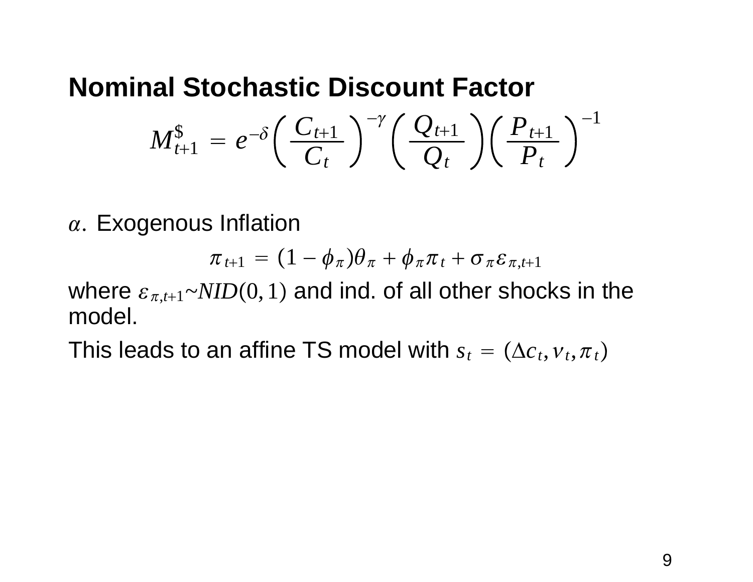## Nominal Stochastic Discount Factor

$$M_{t+1}^{\$} = e^{-\delta}\left(\frac{C_{t+1}}{C_t}\right)^{-\gamma}\left(\frac{Q_{t+1}}{Q_t}\right)\left(\frac{P_{t+1}}{P_t}\right)^{-1}$$

$\alpha.$ Exogenous Inflation

$$\pi_{t+1} = (1-\phi_\pi)\theta_\pi + \phi_\pi\pi_t + \sigma_\pi\varepsilon_{\pi,t+1}$$

where $\varepsilon_{\pi,t+1} \sim NID(0,1)$ and ind. of all other shocks in the model.

This leads to an affine TS model with $s_t = (\Delta c_t, v_t, \pi_t)$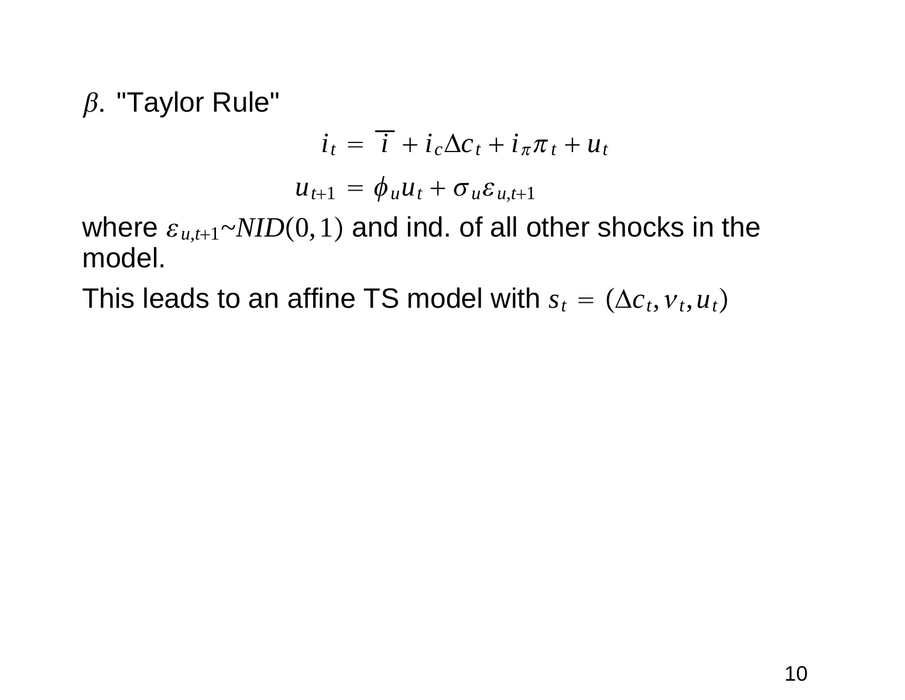$\beta$. "Taylor Rule"

$$i_t = \overline{i} + i_c \Delta c_t + i_\pi \pi_t + u_t$$

$$u_{t+1} = \phi_u u_t + \sigma_u \varepsilon_{u,t+1}$$

where $\varepsilon_{u,t+1} \sim NID(0,1)$ and ind. of all other shocks in the model.

This leads to an affine TS model with $s_t = (\Delta c_t, v_t, u_t)$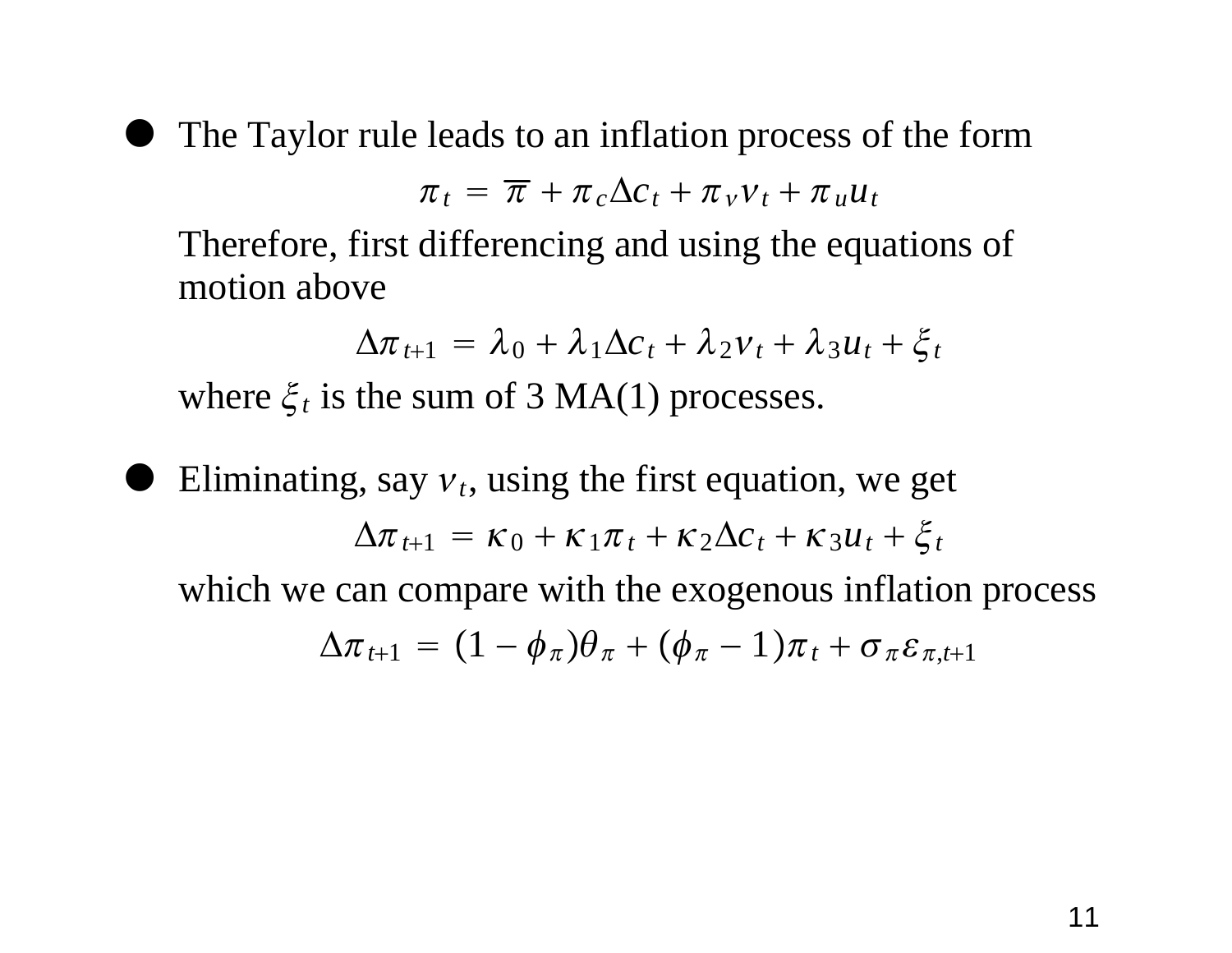- The Taylor rule leads to an inflation process of the form

$$\pi_t = \overline{\pi} + \pi_c \Delta c_t + \pi_v v_t + \pi_u u_t$$

  Therefore, first differencing and using the equations of motion above

$$\Delta \pi_{t+1} = \lambda_0 + \lambda_1 \Delta c_t + \lambda_2 v_t + \lambda_3 u_t + \xi_t$$

  where $\xi_t$ is the sum of 3 MA(1) processes.

- Eliminating, say $v_t$, using the first equation, we get

$$\Delta \pi_{t+1} = \kappa_0 + \kappa_1 \pi_t + \kappa_2 \Delta c_t + \kappa_3 u_t + \xi_t$$

  which we can compare with the exogenous inflation process

$$\Delta \pi_{t+1} = (1 - \phi_\pi)\theta_\pi + (\phi_\pi - 1)\pi_t + \sigma_\pi \varepsilon_{\pi,t+1}$$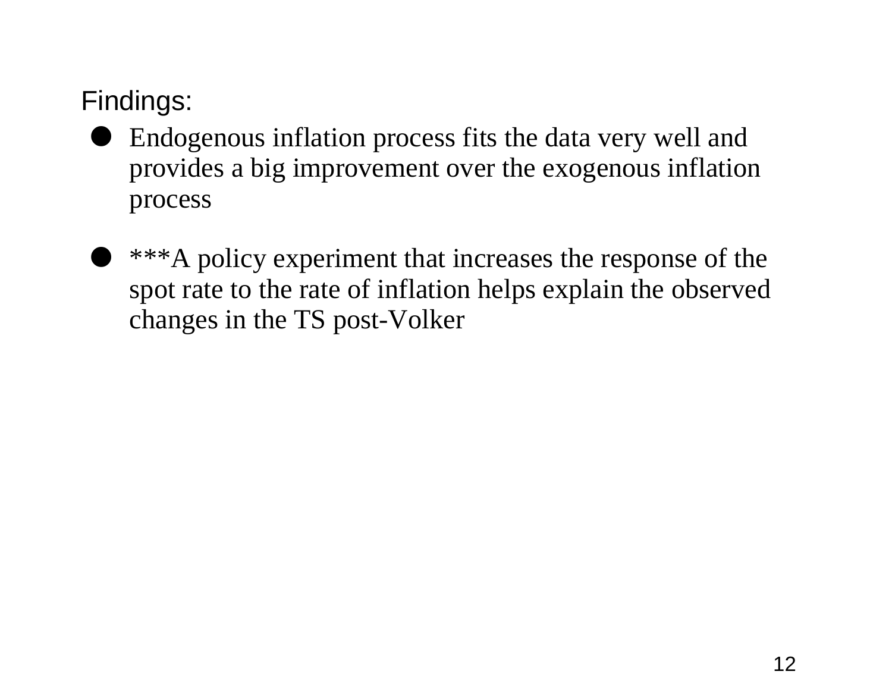Findings:

- Endogenous inflation process fits the data very well and provides a big improvement over the exogenous inflation process

- ***A policy experiment that increases the response of the spot rate to the rate of inflation helps explain the observed changes in the TS post-Volker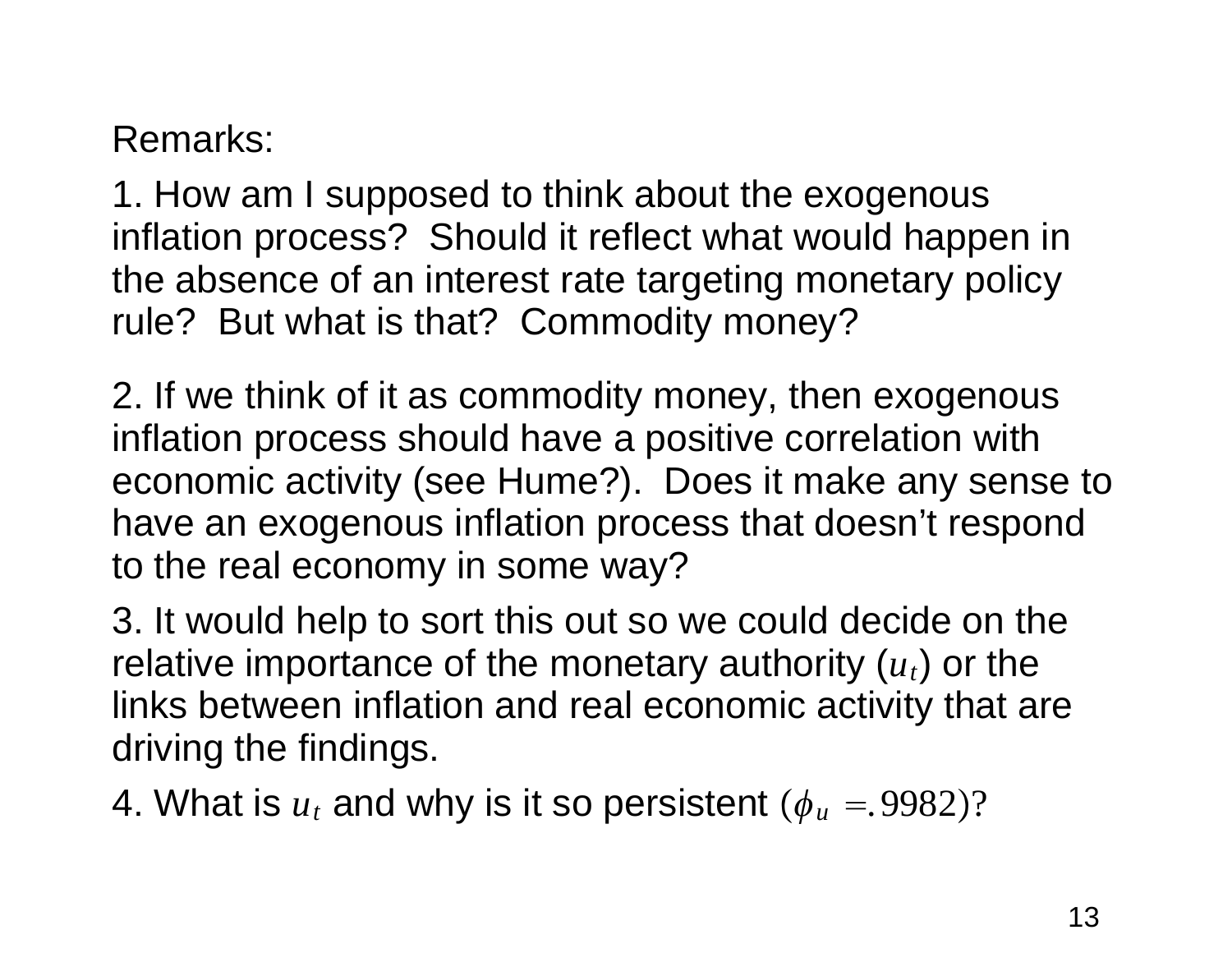Remarks:

1. How am I supposed to think about the exogenous inflation process? Should it reflect what would happen in the absence of an interest rate targeting monetary policy rule? But what is that? Commodity money?

2. If we think of it as commodity money, then exogenous inflation process should have a positive correlation with economic activity (see Hume?). Does it make any sense to have an exogenous inflation process that doesn't respond to the real economy in some way?

3. It would help to sort this out so we could decide on the relative importance of the monetary authority ($u_t$) or the links between inflation and real economic activity that are driving the findings.

4. What is $u_t$ and why is it so persistent $(\phi_u = .9982)$?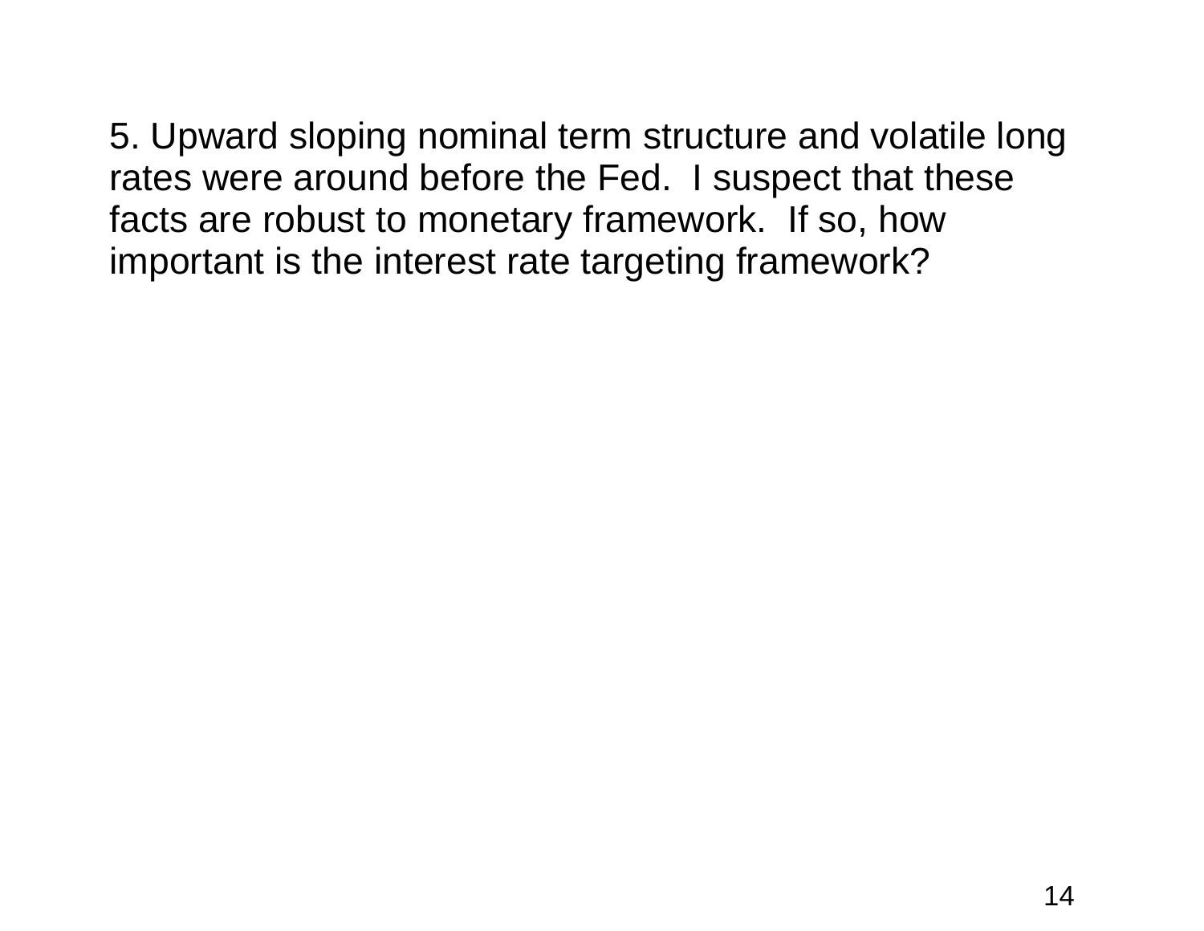5. Upward sloping nominal term structure and volatile long rates were around before the Fed.  I suspect that these facts are robust to monetary framework.  If so, how important is the interest rate targeting framework?